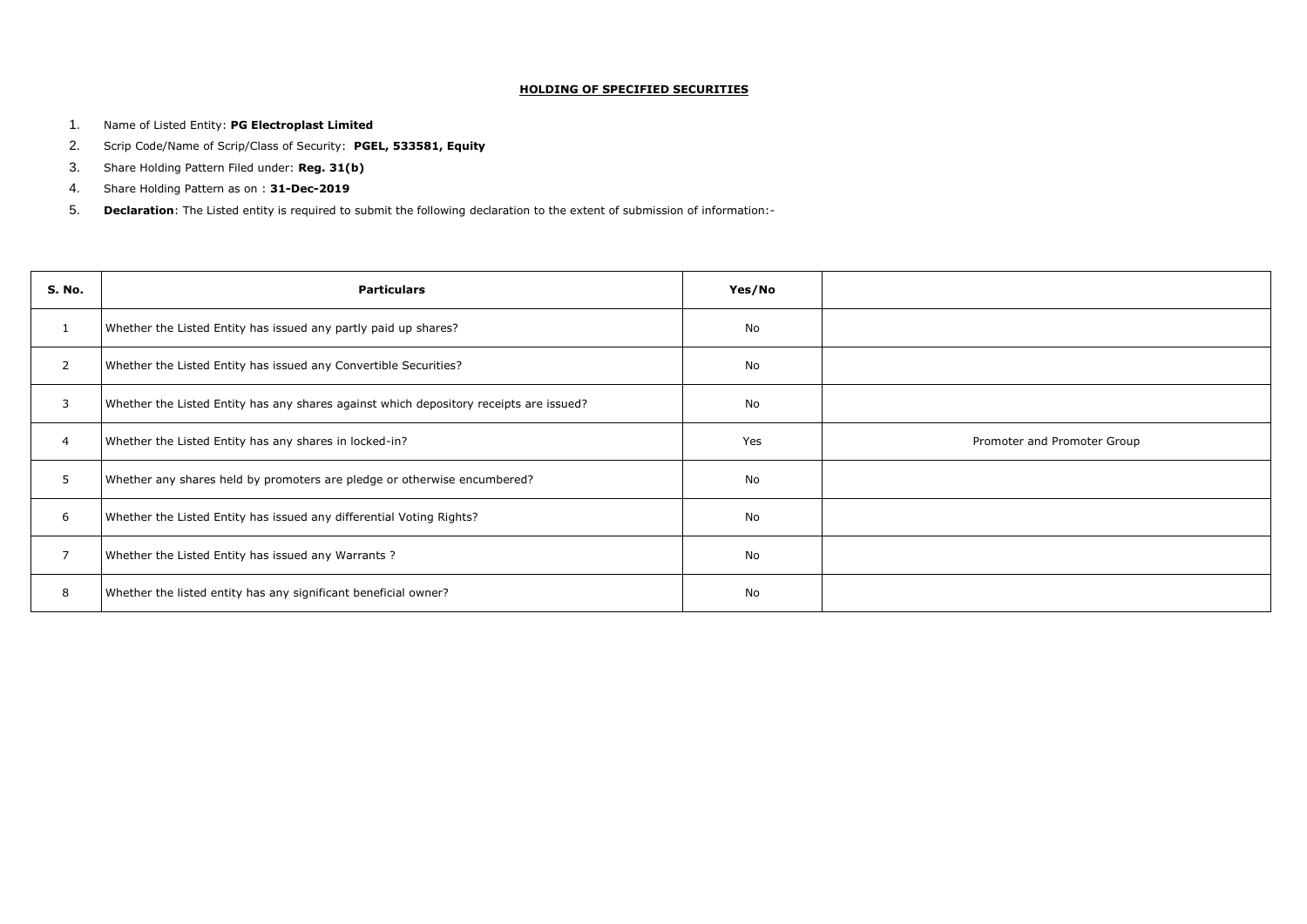## HOLDING OF SPECIFIED SECURITIES

1. Name of Listed Entity: **PG Electroplast Limited**
2. Scrip Code/Name of Scrip/Class of Security: **PGEL, 533581, Equity**
3. Share Holding Pattern Filed under: **Reg. 31(b)**
4. Share Holding Pattern as on : **31-Dec-2019**
5. **Declaration**: The Listed entity is required to submit the following declaration to the extent of submission of information:-

| S. No. | Particulars | Yes/No | |
|---|---|---|---|
| 1 | Whether the Listed Entity has issued any partly paid up shares? | No | |
| 2 | Whether the Listed Entity has issued any Convertible Securities? | No | |
| 3 | Whether the Listed Entity has any shares against which depository receipts are issued? | No | |
| 4 | Whether the Listed Entity has any shares in locked-in? | Yes | Promoter and Promoter Group |
| 5 | Whether any shares held by promoters are pledge or otherwise encumbered? | No | |
| 6 | Whether the Listed Entity has issued any differential Voting Rights? | No | |
| 7 | Whether the Listed Entity has issued any Warrants ? | No | |
| 8 | Whether the listed entity has any significant beneficial owner? | No | |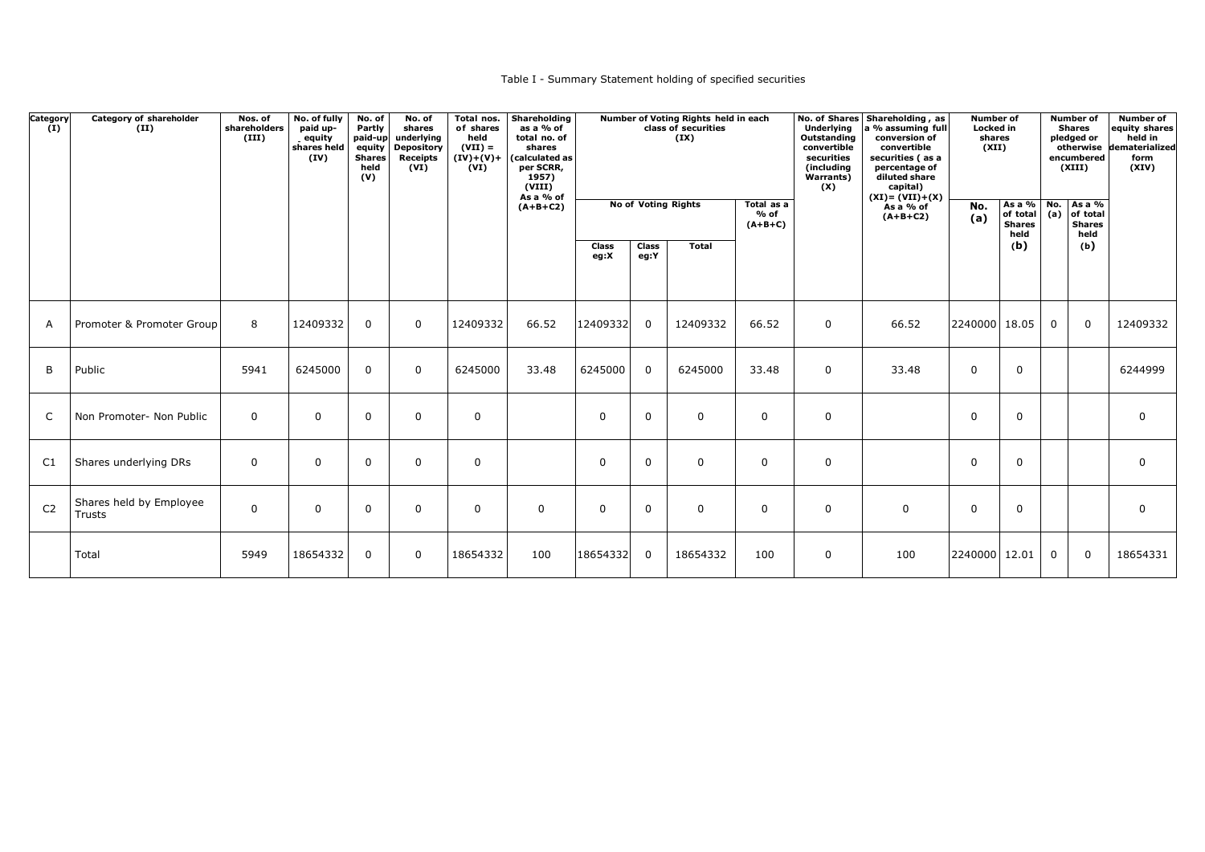Table I - Summary Statement holding of specified securities

| Category (I) | Category of shareholder (II) | Nos. of shareholders (III) | No. of fully paid up-equity shares held (IV) | No. of Partly paid-up equity Shares held (V) | No. of shares underlying Depository Receipts (VI) | Total nos. of shares held (VII) = (IV)+(V)+(VI) | Shareholding as a % of total no. of shares (calculated as per SCRR, 1957) (VIII) As a % of (A+B+C2) | Number of Voting Rights held in each class of securities (IX) | | | | No. of Shares Underlying Outstanding convertible securities (including Warrants) (X) | Shareholding, as a % assuming full conversion of convertible securities ( as a percentage of diluted share capital) (XI)= (VII)+(X) As a % of (A+B+C2) | Number of Locked in shares (XII) | | Number of Shares pledged or otherwise encumbered (XIII) | | Number of equity shares held in dematerialized form (XIV) |
|---|---|---|---|---|---|---|---|---|---|---|---|---|---|---|---|---|---|---|
| | | | | | | | | No of Voting Rights | | | Total as a % of (A+B+C) | | | No. (a) | As a % of total Shares held (b) | No. (a) | As a % of total Shares held (b) | |
| | | | | | | | | Class eg:X | Class eg:Y | Total | | | | | | | | |
| A | Promoter & Promoter Group | 8 | 12409332 | 0 | 0 | 12409332 | 66.52 | 12409332 | 0 | 12409332 | 66.52 | 0 | 66.52 | 2240000 | 18.05 | 0 | 0 | 12409332 |
| B | Public | 5941 | 6245000 | 0 | 0 | 6245000 | 33.48 | 6245000 | 0 | 6245000 | 33.48 | 0 | 33.48 | 0 | 0 | | | 6244999 |
| C | Non Promoter- Non Public | 0 | 0 | 0 | 0 | 0 | | 0 | 0 | 0 | 0 | 0 | | 0 | 0 | | | 0 |
| C1 | Shares underlying DRs | 0 | 0 | 0 | 0 | 0 | | 0 | 0 | 0 | 0 | 0 | | 0 | 0 | | | 0 |
| C2 | Shares held by Employee Trusts | 0 | 0 | 0 | 0 | 0 | 0 | 0 | 0 | 0 | 0 | 0 | 0 | 0 | 0 | | | 0 |
| | Total | 5949 | 18654332 | 0 | 0 | 18654332 | 100 | 18654332 | 0 | 18654332 | 100 | 0 | 100 | 2240000 | 12.01 | 0 | 0 | 18654331 |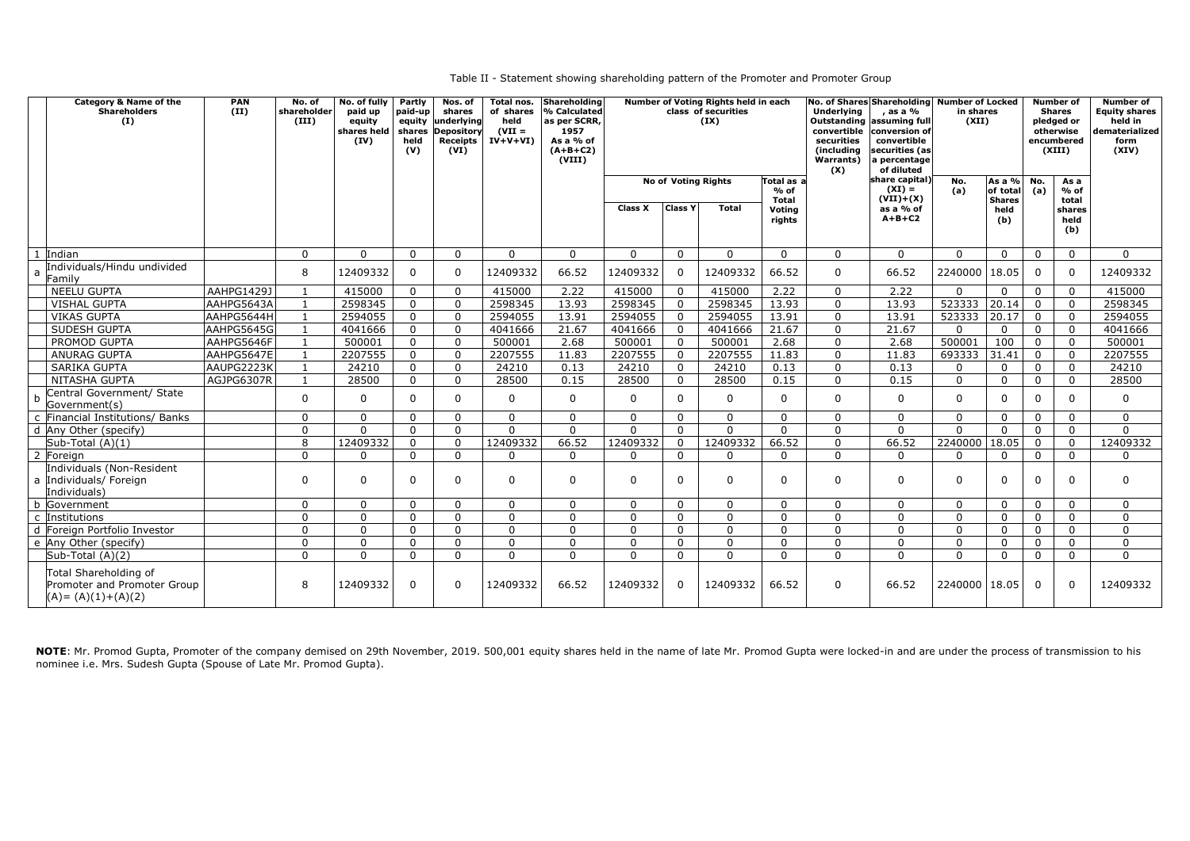Table II - Statement showing shareholding pattern of the Promoter and Promoter Group

| | Category & Name of the Shareholders (I) | PAN (II) | No. of shareholder (III) | No. of fully paid up equity shares held (IV) | Partly paid-up equity shares held (V) | Nos. of shares underlying Depository Receipts (VI) | Total nos. of shares held (VII = IV+V+VI) | Shareholding % Calculated as per SCRR, 1957 As a % of (A+B+C2) (VIII) | Number of Voting Rights held in each class of securities (IX) | | | | No. of Shares Underlying Outstanding convertible securities (including Warrants) (X) | Shareholding , as a % assuming full conversion of convertible securities (as a percentage of diluted share capital) (XI) = (VII)+(X) as a % of A+B+C2 | Number of Locked in shares (XII) | | Number of Shares pledged or otherwise encumbered (XIII) | | Number of Equity shares held in dematerialized form (XIV) |
|---|---|---|---|---|---|---|---|---|---|---|---|---|---|---|---|---|---|---|---|
| | | | | | | | | | No of Voting Rights | | | Total as a % of Total Voting rights | | | No. (a) | As a % of total Shares held (b) | No. (a) | As a % of total shares held (b) | |
| | | | | | | | | | Class X | Class Y | Total | | | | | | | | |
| 1 | Indian | | 0 | 0 | 0 | 0 | 0 | 0 | 0 | 0 | 0 | 0 | 0 | 0 | 0 | 0 | 0 | 0 | 0 |
| a | Individuals/Hindu undivided Family | | 8 | 12409332 | 0 | 0 | 12409332 | 66.52 | 12409332 | 0 | 12409332 | 66.52 | 0 | 66.52 | 2240000 | 18.05 | 0 | 0 | 12409332 |
| | NEELU GUPTA | AAHPG1429J | 1 | 415000 | 0 | 0 | 415000 | 2.22 | 415000 | 0 | 415000 | 2.22 | 0 | 2.22 | 0 | 0 | 0 | 0 | 415000 |
| | VISHAL GUPTA | AAHPG5643A | 1 | 2598345 | 0 | 0 | 2598345 | 13.93 | 2598345 | 0 | 2598345 | 13.93 | 0 | 13.93 | 523333 | 20.14 | 0 | 0 | 2598345 |
| | VIKAS GUPTA | AAHPG5644H | 1 | 2594055 | 0 | 0 | 2594055 | 13.91 | 2594055 | 0 | 2594055 | 13.91 | 0 | 13.91 | 523333 | 20.17 | 0 | 0 | 2594055 |
| | SUDESH GUPTA | AAHPG5645G | 1 | 4041666 | 0 | 0 | 4041666 | 21.67 | 4041666 | 0 | 4041666 | 21.67 | 0 | 21.67 | 0 | 0 | 0 | 0 | 4041666 |
| | PROMOD GUPTA | AAHPG5646F | 1 | 500001 | 0 | 0 | 500001 | 2.68 | 500001 | 0 | 500001 | 2.68 | 0 | 2.68 | 500001 | 100 | 0 | 0 | 500001 |
| | ANURAG GUPTA | AAHPG5647E | 1 | 2207555 | 0 | 0 | 2207555 | 11.83 | 2207555 | 0 | 2207555 | 11.83 | 0 | 11.83 | 693333 | 31.41 | 0 | 0 | 2207555 |
| | SARIKA GUPTA | AAUPG2223K | 1 | 24210 | 0 | 0 | 24210 | 0.13 | 24210 | 0 | 24210 | 0.13 | 0 | 0.13 | 0 | 0 | 0 | 0 | 24210 |
| | NITASHA GUPTA | AGJPG6307R | 1 | 28500 | 0 | 0 | 28500 | 0.15 | 28500 | 0 | 28500 | 0.15 | 0 | 0.15 | 0 | 0 | 0 | 0 | 28500 |
| b | Central Government/ State Government(s) | | 0 | 0 | 0 | 0 | 0 | 0 | 0 | 0 | 0 | 0 | 0 | 0 | 0 | 0 | 0 | 0 | 0 |
| c | Financial Institutions/ Banks | | 0 | 0 | 0 | 0 | 0 | 0 | 0 | 0 | 0 | 0 | 0 | 0 | 0 | 0 | 0 | 0 | 0 |
| d | Any Other (specify) | | 0 | 0 | 0 | 0 | 0 | 0 | 0 | 0 | 0 | 0 | 0 | 0 | 0 | 0 | 0 | 0 | 0 |
| | Sub-Total (A)(1) | | 8 | 12409332 | 0 | 0 | 12409332 | 66.52 | 12409332 | 0 | 12409332 | 66.52 | 0 | 66.52 | 2240000 | 18.05 | 0 | 0 | 12409332 |
| 2 | Foreign | | 0 | 0 | 0 | 0 | 0 | 0 | 0 | 0 | 0 | 0 | 0 | 0 | 0 | 0 | 0 | 0 | 0 |
| a | Individuals (Non-Resident Individuals/ Foreign Individuals) | | 0 | 0 | 0 | 0 | 0 | 0 | 0 | 0 | 0 | 0 | 0 | 0 | 0 | 0 | 0 | 0 | 0 |
| b | Government | | 0 | 0 | 0 | 0 | 0 | 0 | 0 | 0 | 0 | 0 | 0 | 0 | 0 | 0 | 0 | 0 | 0 |
| c | Institutions | | 0 | 0 | 0 | 0 | 0 | 0 | 0 | 0 | 0 | 0 | 0 | 0 | 0 | 0 | 0 | 0 | 0 |
| d | Foreign Portfolio Investor | | 0 | 0 | 0 | 0 | 0 | 0 | 0 | 0 | 0 | 0 | 0 | 0 | 0 | 0 | 0 | 0 | 0 |
| e | Any Other (specify) | | 0 | 0 | 0 | 0 | 0 | 0 | 0 | 0 | 0 | 0 | 0 | 0 | 0 | 0 | 0 | 0 | 0 |
| | Sub-Total (A)(2) | | 0 | 0 | 0 | 0 | 0 | 0 | 0 | 0 | 0 | 0 | 0 | 0 | 0 | 0 | 0 | 0 | 0 |
| | Total Shareholding of Promoter and Promoter Group (A)= (A)(1)+(A)(2) | | 8 | 12409332 | 0 | 0 | 12409332 | 66.52 | 12409332 | 0 | 12409332 | 66.52 | 0 | 66.52 | 2240000 | 18.05 | 0 | 0 | 12409332 |

**NOTE**: Mr. Promod Gupta, Promoter of the company demised on 29th November, 2019. 500,001 equity shares held in the name of late Mr. Promod Gupta were locked-in and are under the process of transmission to his nominee i.e. Mrs. Sudesh Gupta (Spouse of Late Mr. Promod Gupta).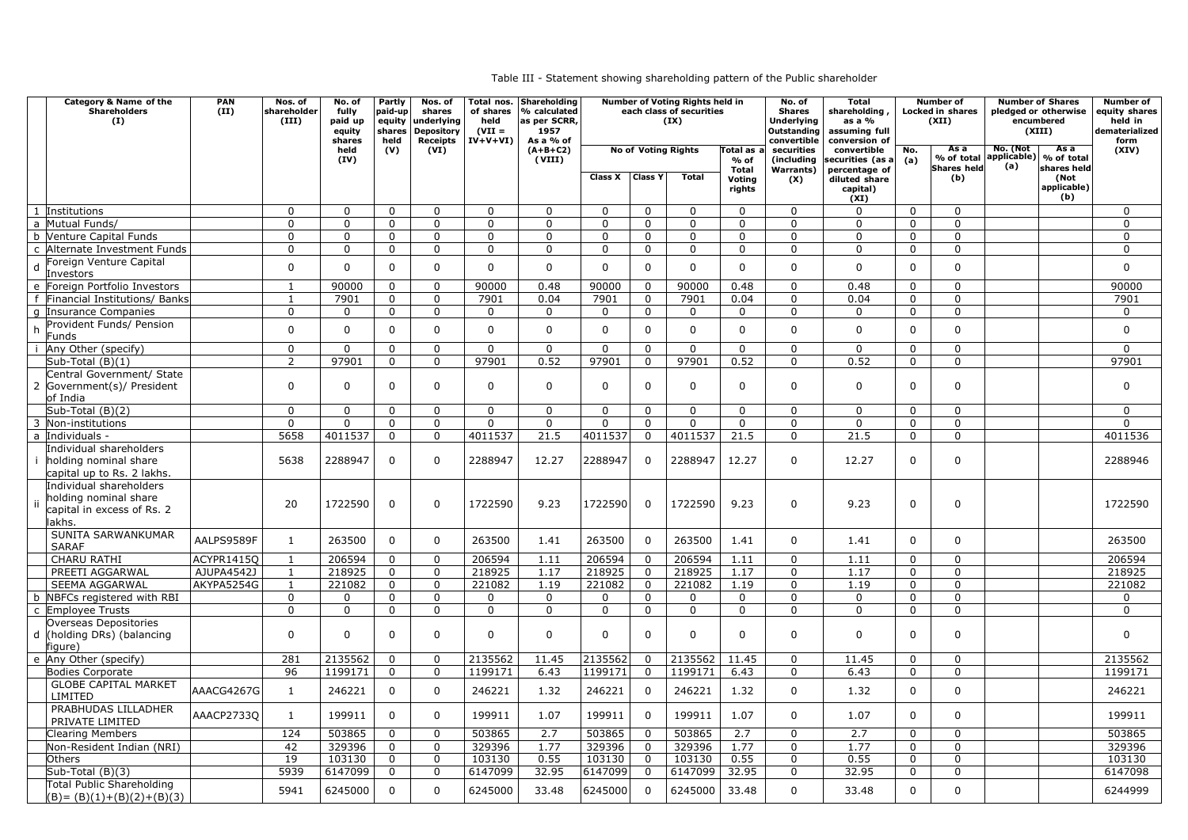Table III - Statement showing shareholding pattern of the Public shareholder

| | Category & Name of the Shareholders (I) | PAN (II) | Nos. of shareholder (III) | No. of fully paid up equity shares held (IV) | Partly paid-up equity shares held (V) | Nos. of shares underlying Depository Receipts (VI) | Total nos. of shares held (VII = IV+V+VI) | Shareholding % calculated as per SCRR, 1957 As a % of (A+B+C2) (VIII) | Number of Voting Rights held in each class of securities (IX) | | | | No. of Shares Underlying Outstanding convertible securities (including Warrants) (X) | Total shareholding , as a % assuming full conversion of convertible securities (as a percentage of diluted share capital) (XI) | Number of Locked in shares (XII) | | Number of Shares pledged or otherwise encumbered (XIII) | | Number of equity shares held in dematerialized form (XIV) |
|---|---|---|---|---|---|---|---|---|---|---|---|---|---|---|---|---|---|---|---|
| | | | | | | | | | No of Voting Rights | | | Total as a % of Total Voting rights | | | No. (a) | As a % of total Shares held (b) | No. (Not applicable) (a) | As a % of total shares held (Not applicable) (b) | |
| | | | | | | | | | Class X | Class Y | Total | | | | | | | | |
| 1 | Institutions | | 0 | 0 | 0 | 0 | 0 | 0 | 0 | 0 | 0 | 0 | 0 | 0 | 0 | 0 | | | 0 |
| a | Mutual Funds/ | | 0 | 0 | 0 | 0 | 0 | 0 | 0 | 0 | 0 | 0 | 0 | 0 | 0 | 0 | | | 0 |
| b | Venture Capital Funds | | 0 | 0 | 0 | 0 | 0 | 0 | 0 | 0 | 0 | 0 | 0 | 0 | 0 | 0 | | | 0 |
| c | Alternate Investment Funds | | 0 | 0 | 0 | 0 | 0 | 0 | 0 | 0 | 0 | 0 | 0 | 0 | 0 | 0 | | | 0 |
| d | Foreign Venture Capital Investors | | 0 | 0 | 0 | 0 | 0 | 0 | 0 | 0 | 0 | 0 | 0 | 0 | 0 | 0 | | | 0 |
| e | Foreign Portfolio Investors | | 1 | 90000 | 0 | 0 | 90000 | 0.48 | 90000 | 0 | 90000 | 0.48 | 0 | 0.48 | 0 | 0 | | | 90000 |
| f | Financial Institutions/ Banks | | 1 | 7901 | 0 | 0 | 7901 | 0.04 | 7901 | 0 | 7901 | 0.04 | 0 | 0.04 | 0 | 0 | | | 7901 |
| g | Insurance Companies | | 0 | 0 | 0 | 0 | 0 | 0 | 0 | 0 | 0 | 0 | 0 | 0 | 0 | 0 | | | 0 |
| h | Provident Funds/ Pension Funds | | 0 | 0 | 0 | 0 | 0 | 0 | 0 | 0 | 0 | 0 | 0 | 0 | 0 | 0 | | | 0 |
| i | Any Other (specify) | | 0 | 0 | 0 | 0 | 0 | 0 | 0 | 0 | 0 | 0 | 0 | 0 | 0 | 0 | | | 0 |
| | Sub-Total (B)(1) | | 2 | 97901 | 0 | 0 | 97901 | 0.52 | 97901 | 0 | 97901 | 0.52 | 0 | 0.52 | 0 | 0 | | | 97901 |
| 2 | Central Government/ State Government(s)/ President of India | | 0 | 0 | 0 | 0 | 0 | 0 | 0 | 0 | 0 | 0 | 0 | 0 | 0 | 0 | | | 0 |
| | Sub-Total (B)(2) | | 0 | 0 | 0 | 0 | 0 | 0 | 0 | 0 | 0 | 0 | 0 | 0 | 0 | 0 | | | 0 |
| 3 | Non-institutions | | 0 | 0 | 0 | 0 | 0 | 0 | 0 | 0 | 0 | 0 | 0 | 0 | 0 | 0 | | | 0 |
| a | Individuals - | | 5658 | 4011537 | 0 | 0 | 4011537 | 21.5 | 4011537 | 0 | 4011537 | 21.5 | 0 | 21.5 | 0 | 0 | | | 4011536 |
| i | Individual shareholders holding nominal share capital up to Rs. 2 lakhs. | | 5638 | 2288947 | 0 | 0 | 2288947 | 12.27 | 2288947 | 0 | 2288947 | 12.27 | 0 | 12.27 | 0 | 0 | | | 2288946 |
| ii | Individual shareholders holding nominal share capital in excess of Rs. 2 lakhs. | | 20 | 1722590 | 0 | 0 | 1722590 | 9.23 | 1722590 | 0 | 1722590 | 9.23 | 0 | 9.23 | 0 | 0 | | | 1722590 |
| | SUNITA SARWANKUMAR SARAF | AALPS9589F | 1 | 263500 | 0 | 0 | 263500 | 1.41 | 263500 | 0 | 263500 | 1.41 | 0 | 1.41 | 0 | 0 | | | 263500 |
| | CHARU RATHI | ACYPR1415Q | 1 | 206594 | 0 | 0 | 206594 | 1.11 | 206594 | 0 | 206594 | 1.11 | 0 | 1.11 | 0 | 0 | | | 206594 |
| | PREETI AGGARWAL | AJUPA4542J | 1 | 218925 | 0 | 0 | 218925 | 1.17 | 218925 | 0 | 218925 | 1.17 | 0 | 1.17 | 0 | 0 | | | 218925 |
| | SEEMA AGGARWAL | AKYPA5254G | 1 | 221082 | 0 | 0 | 221082 | 1.19 | 221082 | 0 | 221082 | 1.19 | 0 | 1.19 | 0 | 0 | | | 221082 |
| b | NBFCs registered with RBI | | 0 | 0 | 0 | 0 | 0 | 0 | 0 | 0 | 0 | 0 | 0 | 0 | 0 | 0 | | | 0 |
| c | Employee Trusts | | 0 | 0 | 0 | 0 | 0 | 0 | 0 | 0 | 0 | 0 | 0 | 0 | 0 | 0 | | | 0 |
| d | Overseas Depositories (holding DRs) (balancing figure) | | 0 | 0 | 0 | 0 | 0 | 0 | 0 | 0 | 0 | 0 | 0 | 0 | 0 | 0 | | | 0 |
| e | Any Other (specify) | | 281 | 2135562 | 0 | 0 | 2135562 | 11.45 | 2135562 | 0 | 2135562 | 11.45 | 0 | 11.45 | 0 | 0 | | | 2135562 |
| | Bodies Corporate | | 96 | 1199171 | 0 | 0 | 1199171 | 6.43 | 1199171 | 0 | 1199171 | 6.43 | 0 | 6.43 | 0 | 0 | | | 1199171 |
| | GLOBE CAPITAL MARKET LIMITED | AAACG4267G | 1 | 246221 | 0 | 0 | 246221 | 1.32 | 246221 | 0 | 246221 | 1.32 | 0 | 1.32 | 0 | 0 | | | 246221 |
| | PRABHUDAS LILLADHER PRIVATE LIMITED | AAACP2733Q | 1 | 199911 | 0 | 0 | 199911 | 1.07 | 199911 | 0 | 199911 | 1.07 | 0 | 1.07 | 0 | 0 | | | 199911 |
| | Clearing Members | | 124 | 503865 | 0 | 0 | 503865 | 2.7 | 503865 | 0 | 503865 | 2.7 | 0 | 2.7 | 0 | 0 | | | 503865 |
| | Non-Resident Indian (NRI) | | 42 | 329396 | 0 | 0 | 329396 | 1.77 | 329396 | 0 | 329396 | 1.77 | 0 | 1.77 | 0 | 0 | | | 329396 |
| | Others | | 19 | 103130 | 0 | 0 | 103130 | 0.55 | 103130 | 0 | 103130 | 0.55 | 0 | 0.55 | 0 | 0 | | | 103130 |
| | Sub-Total (B)(3) | | 5939 | 6147099 | 0 | 0 | 6147099 | 32.95 | 6147099 | 0 | 6147099 | 32.95 | 0 | 32.95 | 0 | 0 | | | 6147098 |
| | Total Public Shareholding (B)= (B)(1)+(B)(2)+(B)(3) | | 5941 | 6245000 | 0 | 0 | 6245000 | 33.48 | 6245000 | 0 | 6245000 | 33.48 | 0 | 33.48 | 0 | 0 | | | 6244999 |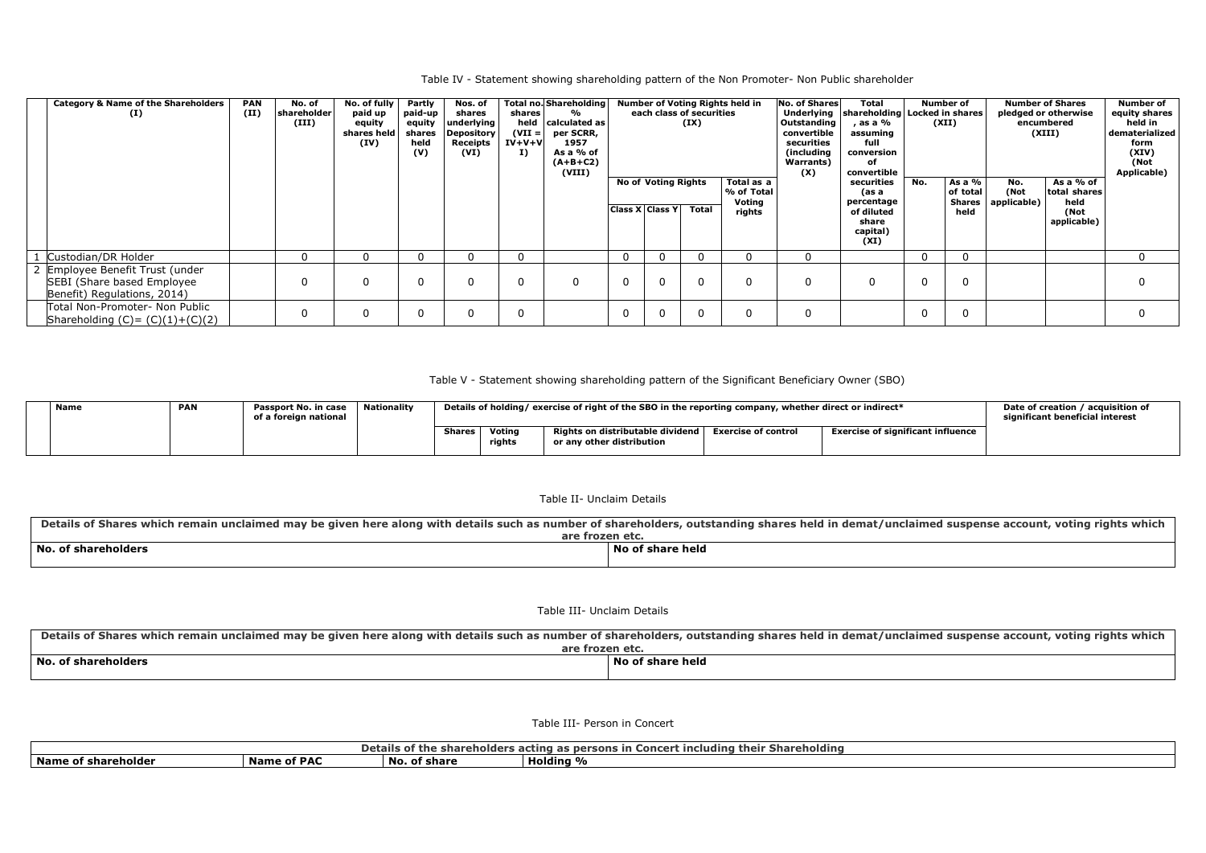Table IV - Statement showing shareholding pattern of the Non Promoter- Non Public shareholder

| | Category & Name of the Shareholders (I) | PAN (II) | No. of shareholder (III) | No. of fully paid up equity shares held (IV) | Partly paid-up equity shares held (V) | Nos. of shares underlying Depository Receipts (VI) | Total no. shares held (VII = IV+V+VI) | Shareholding % calculated as per SCRR, 1957 As a % of (A+B+C2) (VIII) | Number of Voting Rights held in each class of securities (IX) | | | | No. of Shares Underlying Outstanding convertible securities (including Warrants) (X) | Total shareholding , as a % assuming full conversion of convertible securities (as a percentage of diluted share capital) (XI) | Number of Locked in shares (XII) | | Number of Shares pledged or otherwise encumbered (XIII) | | Number of equity shares held in dematerialized form (XIV) (Not Applicable) |
|---|---|---|---|---|---|---|---|---|---|---|---|---|---|---|---|---|---|---|---|
| | | | | | | | | | No of Voting Rights | | | Total as a % of Total Voting rights | | | No. | As a % of total Shares held | No. (Not applicable) | As a % of total shares held (Not applicable) | |
| | | | | | | | | | Class X | Class Y | Total | | | | | | | | |
| 1 | Custodian/DR Holder | | 0 | 0 | 0 | 0 | 0 | | 0 | 0 | 0 | 0 | 0 | | 0 | 0 | | | 0 |
| 2 | Employee Benefit Trust (under SEBI (Share based Employee Benefit) Regulations, 2014) | | 0 | 0 | 0 | 0 | 0 | 0 | 0 | 0 | 0 | 0 | 0 | 0 | 0 | 0 | | | 0 |
| | Total Non-Promoter- Non Public Shareholding (C)= (C)(1)+(C)(2) | | 0 | 0 | 0 | 0 | 0 | | 0 | 0 | 0 | 0 | 0 | | 0 | 0 | | | 0 |

Table V - Statement showing shareholding pattern of the Significant Beneficiary Owner (SBO)

| | Name | PAN | Passport No. in case of a foreign national | Nationality | Details of holding/ exercise of right of the SBO in the reporting company, whether direct or indirect* | | | | | Date of creation / acquisition of significant beneficial interest |
|---|---|---|---|---|---|---|---|---|---|---|
| | | | | | Shares | Voting rights | Rights on distributable dividend or any other distribution | Exercise of control | Exercise of significant influence | |

Table II- Unclaim Details

| Details of Shares which remain unclaimed may be given here along with details such as number of shareholders, outstanding shares held in demat/unclaimed suspense account, voting rights which are frozen etc. | |
|---|---|
| **No. of shareholders** | **No of share held** |

Table III- Unclaim Details

| Details of Shares which remain unclaimed may be given here along with details such as number of shareholders, outstanding shares held in demat/unclaimed suspense account, voting rights which are frozen etc. | |
|---|---|
| **No. of shareholders** | **No of share held** |

Table III- Person in Concert

| Details of the shareholders acting as persons in Concert including their Shareholding | | | |
|---|---|---|---|
| **Name of shareholder** | **Name of PAC** | **No. of share** | **Holding %** |